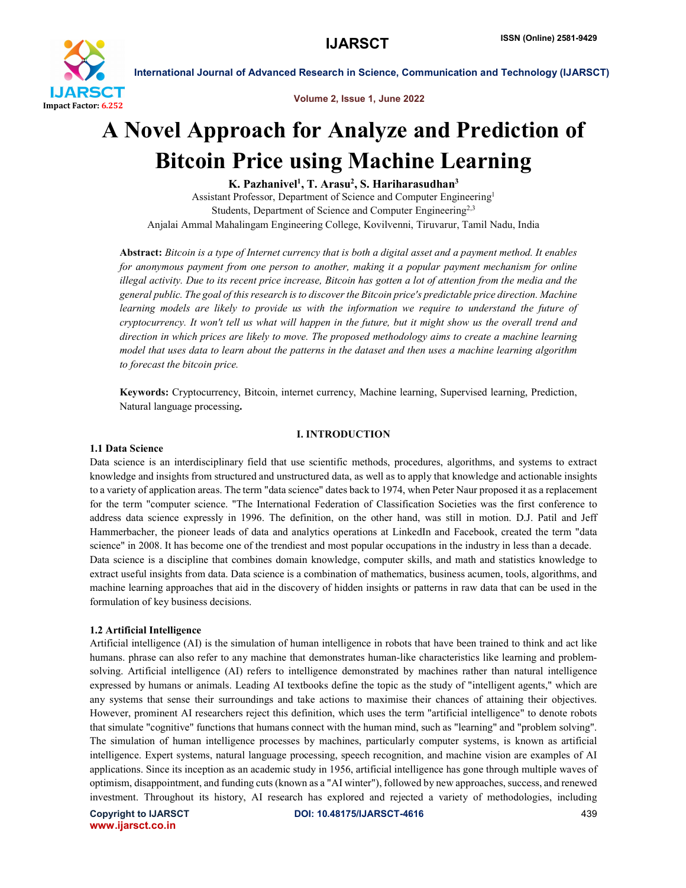# A Novel Approach for Analyze and Prediction of Bitcoin Price using Machine Learning

**K. Pazhanivel[1], T. Arasu[2], S. Hariharasudhan[3]**

Assistant Professor, Department of Science and Computer Engineering[1]
Students, Department of Science and Computer Engineering[2,3]
Anjalai Ammal Mahalingam Engineering College, Kovilvenni, Tiruvarur, Tamil Nadu, India

**Abstract:** *Bitcoin is a type of Internet currency that is both a digital asset and a payment method. It enables for anonymous payment from one person to another, making it a popular payment mechanism for online illegal activity. Due to its recent price increase, Bitcoin has gotten a lot of attention from the media and the general public. The goal of this research is to discover the Bitcoin price's predictable price direction. Machine learning models are likely to provide us with the information we require to understand the future of cryptocurrency. It won't tell us what will happen in the future, but it might show us the overall trend and direction in which prices are likely to move. The proposed methodology aims to create a machine learning model that uses data to learn about the patterns in the dataset and then uses a machine learning algorithm to forecast the bitcoin price.*

**Keywords:** Cryptocurrency, Bitcoin, internet currency, Machine learning, Supervised learning, Prediction, Natural language processing**.**

## I. INTRODUCTION

### 1.1 Data Science

Data science is an interdisciplinary field that use scientific methods, procedures, algorithms, and systems to extract knowledge and insights from structured and unstructured data, as well as to apply that knowledge and actionable insights to a variety of application areas. The term "data science" dates back to 1974, when Peter Naur proposed it as a replacement for the term "computer science. "The International Federation of Classification Societies was the first conference to address data science expressly in 1996. The definition, on the other hand, was still in motion. D.J. Patil and Jeff Hammerbacher, the pioneer leads of data and analytics operations at LinkedIn and Facebook, created the term "data science" in 2008. It has become one of the trendiest and most popular occupations in the industry in less than a decade.

Data science is a discipline that combines domain knowledge, computer skills, and math and statistics knowledge to extract useful insights from data. Data science is a combination of mathematics, business acumen, tools, algorithms, and machine learning approaches that aid in the discovery of hidden insights or patterns in raw data that can be used in the formulation of key business decisions.

### 1.2 Artificial Intelligence

Artificial intelligence (AI) is the simulation of human intelligence in robots that have been trained to think and act like humans. phrase can also refer to any machine that demonstrates human-like characteristics like learning and problem-solving. Artificial intelligence (AI) refers to intelligence demonstrated by machines rather than natural intelligence expressed by humans or animals. Leading AI textbooks define the topic as the study of "intelligent agents," which are any systems that sense their surroundings and take actions to maximise their chances of attaining their objectives. However, prominent AI researchers reject this definition, which uses the term "artificial intelligence" to denote robots that simulate "cognitive" functions that humans connect with the human mind, such as "learning" and "problem solving". The simulation of human intelligence processes by machines, particularly computer systems, is known as artificial intelligence. Expert systems, natural language processing, speech recognition, and machine vision are examples of AI applications. Since its inception as an academic study in 1956, artificial intelligence has gone through multiple waves of optimism, disappointment, and funding cuts (known as a "AI winter"), followed by new approaches, success, and renewed investment. Throughout its history, AI research has explored and rejected a variety of methodologies, including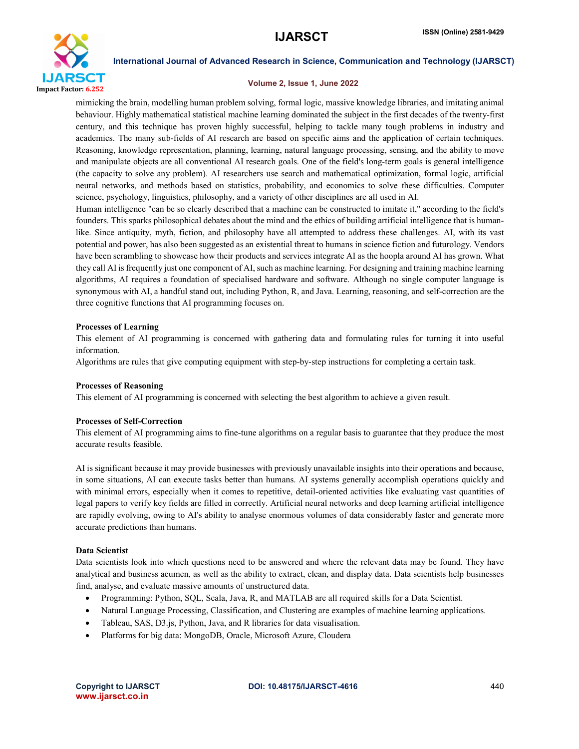mimicking the brain, modelling human problem solving, formal logic, massive knowledge libraries, and imitating animal behaviour. Highly mathematical statistical machine learning dominated the subject in the first decades of the twenty-first century, and this technique has proven highly successful, helping to tackle many tough problems in industry and academics. The many sub-fields of AI research are based on specific aims and the application of certain techniques. Reasoning, knowledge representation, planning, learning, natural language processing, sensing, and the ability to move and manipulate objects are all conventional AI research goals. One of the field's long-term goals is general intelligence (the capacity to solve any problem). AI researchers use search and mathematical optimization, formal logic, artificial neural networks, and methods based on statistics, probability, and economics to solve these difficulties. Computer science, psychology, linguistics, philosophy, and a variety of other disciplines are all used in AI.

Human intelligence "can be so clearly described that a machine can be constructed to imitate it," according to the field's founders. This sparks philosophical debates about the mind and the ethics of building artificial intelligence that is human-like. Since antiquity, myth, fiction, and philosophy have all attempted to address these challenges. AI, with its vast potential and power, has also been suggested as an existential threat to humans in science fiction and futurology. Vendors have been scrambling to showcase how their products and services integrate AI as the hoopla around AI has grown. What they call AI is frequently just one component of AI, such as machine learning. For designing and training machine learning algorithms, AI requires a foundation of specialised hardware and software. Although no single computer language is synonymous with AI, a handful stand out, including Python, R, and Java. Learning, reasoning, and self-correction are the three cognitive functions that AI programming focuses on.

**Processes of Learning**

This element of AI programming is concerned with gathering data and formulating rules for turning it into useful information.

Algorithms are rules that give computing equipment with step-by-step instructions for completing a certain task.

**Processes of Reasoning**

This element of AI programming is concerned with selecting the best algorithm to achieve a given result.

**Processes of Self-Correction**

This element of AI programming aims to fine-tune algorithms on a regular basis to guarantee that they produce the most accurate results feasible.

AI is significant because it may provide businesses with previously unavailable insights into their operations and because, in some situations, AI can execute tasks better than humans. AI systems generally accomplish operations quickly and with minimal errors, especially when it comes to repetitive, detail-oriented activities like evaluating vast quantities of legal papers to verify key fields are filled in correctly. Artificial neural networks and deep learning artificial intelligence are rapidly evolving, owing to AI's ability to analyse enormous volumes of data considerably faster and generate more accurate predictions than humans.

**Data Scientist**

Data scientists look into which questions need to be answered and where the relevant data may be found. They have analytical and business acumen, as well as the ability to extract, clean, and display data. Data scientists help businesses find, analyse, and evaluate massive amounts of unstructured data.

- Programming: Python, SQL, Scala, Java, R, and MATLAB are all required skills for a Data Scientist.
- Natural Language Processing, Classification, and Clustering are examples of machine learning applications.
- Tableau, SAS, D3.js, Python, Java, and R libraries for data visualisation.
- Platforms for big data: MongoDB, Oracle, Microsoft Azure, Cloudera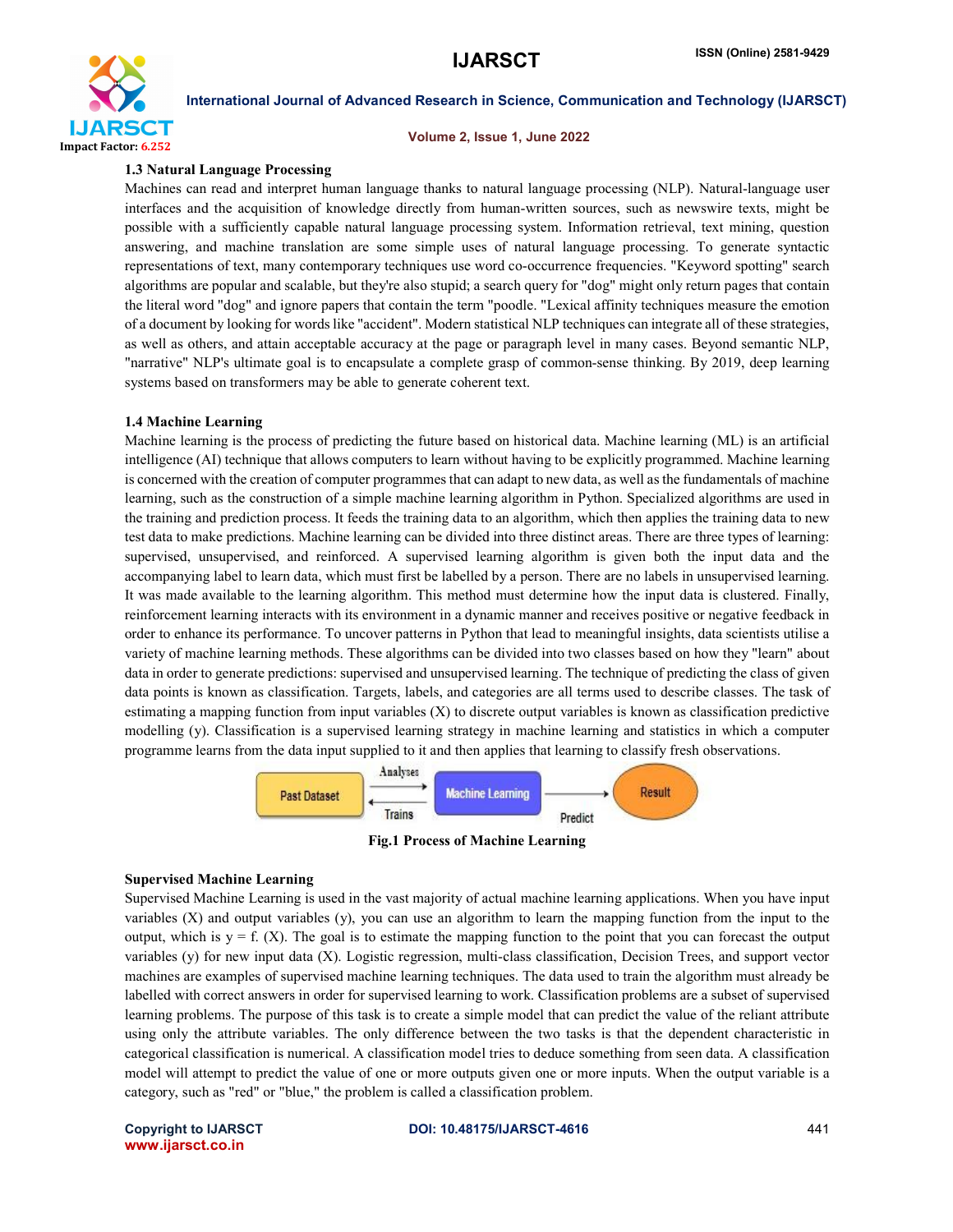### 1.3 Natural Language Processing

Machines can read and interpret human language thanks to natural language processing (NLP). Natural-language user interfaces and the acquisition of knowledge directly from human-written sources, such as newswire texts, might be possible with a sufficiently capable natural language processing system. Information retrieval, text mining, question answering, and machine translation are some simple uses of natural language processing. To generate syntactic representations of text, many contemporary techniques use word co-occurrence frequencies. "Keyword spotting" search algorithms are popular and scalable, but they're also stupid; a search query for "dog" might only return pages that contain the literal word "dog" and ignore papers that contain the term "poodle. "Lexical affinity techniques measure the emotion of a document by looking for words like "accident". Modern statistical NLP techniques can integrate all of these strategies, as well as others, and attain acceptable accuracy at the page or paragraph level in many cases. Beyond semantic NLP, "narrative" NLP's ultimate goal is to encapsulate a complete grasp of common-sense thinking. By 2019, deep learning systems based on transformers may be able to generate coherent text.

### 1.4 Machine Learning

Machine learning is the process of predicting the future based on historical data. Machine learning (ML) is an artificial intelligence (AI) technique that allows computers to learn without having to be explicitly programmed. Machine learning is concerned with the creation of computer programmes that can adapt to new data, as well as the fundamentals of machine learning, such as the construction of a simple machine learning algorithm in Python. Specialized algorithms are used in the training and prediction process. It feeds the training data to an algorithm, which then applies the training data to new test data to make predictions. Machine learning can be divided into three distinct areas. There are three types of learning: supervised, unsupervised, and reinforced. A supervised learning algorithm is given both the input data and the accompanying label to learn data, which must first be labelled by a person. There are no labels in unsupervised learning. It was made available to the learning algorithm. This method must determine how the input data is clustered. Finally, reinforcement learning interacts with its environment in a dynamic manner and receives positive or negative feedback in order to enhance its performance. To uncover patterns in Python that lead to meaningful insights, data scientists utilise a variety of machine learning methods. These algorithms can be divided into two classes based on how they "learn" about data in order to generate predictions: supervised and unsupervised learning. The technique of predicting the class of given data points is known as classification. Targets, labels, and categories are all terms used to describe classes. The task of estimating a mapping function from input variables (X) to discrete output variables is known as classification predictive modelling (y). Classification is a supervised learning strategy in machine learning and statistics in which a computer programme learns from the data input supplied to it and then applies that learning to classify fresh observations.

Past Dataset → Analyses → Machine Learning; Machine Learning → Trains → Past Dataset; Machine Learning → Predict → Result

**Fig.1 Process of Machine Learning**

### Supervised Machine Learning

Supervised Machine Learning is used in the vast majority of actual machine learning applications. When you have input variables (X) and output variables (y), you can use an algorithm to learn the mapping function from the input to the output, which is y = f. (X). The goal is to estimate the mapping function to the point that you can forecast the output variables (y) for new input data (X). Logistic regression, multi-class classification, Decision Trees, and support vector machines are examples of supervised machine learning techniques. The data used to train the algorithm must already be labelled with correct answers in order for supervised learning to work. Classification problems are a subset of supervised learning problems. The purpose of this task is to create a simple model that can predict the value of the reliant attribute using only the attribute variables. The only difference between the two tasks is that the dependent characteristic in categorical classification is numerical. A classification model tries to deduce something from seen data. A classification model will attempt to predict the value of one or more outputs given one or more inputs. When the output variable is a category, such as "red" or "blue," the problem is called a classification problem.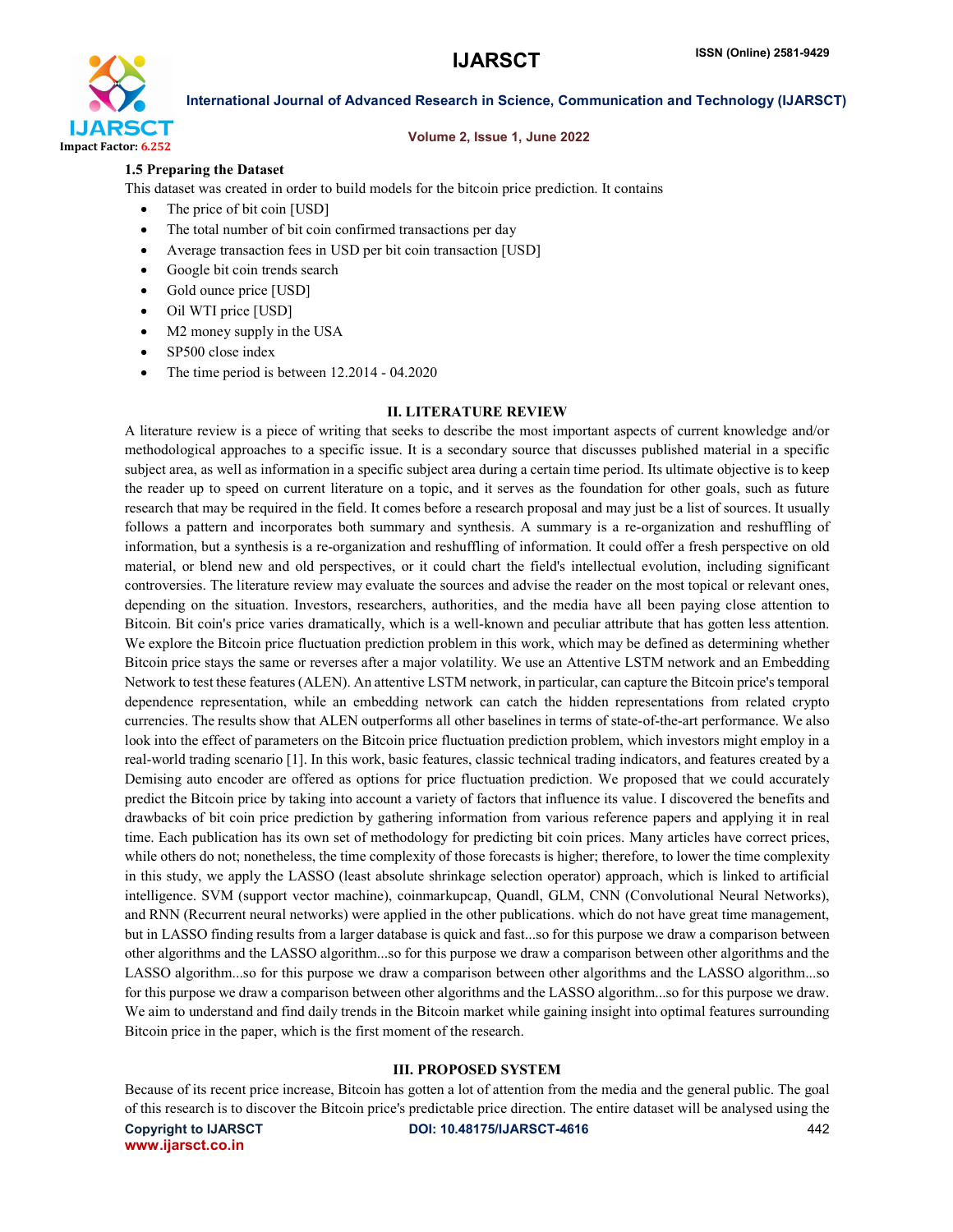### 1.5 Preparing the Dataset

This dataset was created in order to build models for the bitcoin price prediction. It contains

- The price of bit coin [USD]
- The total number of bit coin confirmed transactions per day
- Average transaction fees in USD per bit coin transaction [USD]
- Google bit coin trends search
- Gold ounce price [USD]
- Oil WTI price [USD]
- M2 money supply in the USA
- SP500 close index
- The time period is between 12.2014 - 04.2020

## II. LITERATURE REVIEW

A literature review is a piece of writing that seeks to describe the most important aspects of current knowledge and/or methodological approaches to a specific issue. It is a secondary source that discusses published material in a specific subject area, as well as information in a specific subject area during a certain time period. Its ultimate objective is to keep the reader up to speed on current literature on a topic, and it serves as the foundation for other goals, such as future research that may be required in the field. It comes before a research proposal and may just be a list of sources. It usually follows a pattern and incorporates both summary and synthesis. A summary is a re-organization and reshuffling of information, but a synthesis is a re-organization and reshuffling of information. It could offer a fresh perspective on old material, or blend new and old perspectives, or it could chart the field's intellectual evolution, including significant controversies. The literature review may evaluate the sources and advise the reader on the most topical or relevant ones, depending on the situation. Investors, researchers, authorities, and the media have all been paying close attention to Bitcoin. Bit coin's price varies dramatically, which is a well-known and peculiar attribute that has gotten less attention. We explore the Bitcoin price fluctuation prediction problem in this work, which may be defined as determining whether Bitcoin price stays the same or reverses after a major volatility. We use an Attentive LSTM network and an Embedding Network to test these features (ALEN). An attentive LSTM network, in particular, can capture the Bitcoin price's temporal dependence representation, while an embedding network can catch the hidden representations from related crypto currencies. The results show that ALEN outperforms all other baselines in terms of state-of-the-art performance. We also look into the effect of parameters on the Bitcoin price fluctuation prediction problem, which investors might employ in a real-world trading scenario [1]. In this work, basic features, classic technical trading indicators, and features created by a Demising auto encoder are offered as options for price fluctuation prediction. We proposed that we could accurately predict the Bitcoin price by taking into account a variety of factors that influence its value. I discovered the benefits and drawbacks of bit coin price prediction by gathering information from various reference papers and applying it in real time. Each publication has its own set of methodology for predicting bit coin prices. Many articles have correct prices, while others do not; nonetheless, the time complexity of those forecasts is higher; therefore, to lower the time complexity in this study, we apply the LASSO (least absolute shrinkage selection operator) approach, which is linked to artificial intelligence. SVM (support vector machine), coinmarkupcap, Quandl, GLM, CNN (Convolutional Neural Networks), and RNN (Recurrent neural networks) were applied in the other publications. which do not have great time management, but in LASSO finding results from a larger database is quick and fast...so for this purpose we draw a comparison between other algorithms and the LASSO algorithm...so for this purpose we draw a comparison between other algorithms and the LASSO algorithm...so for this purpose we draw a comparison between other algorithms and the LASSO algorithm...so for this purpose we draw a comparison between other algorithms and the LASSO algorithm...so for this purpose we draw. We aim to understand and find daily trends in the Bitcoin market while gaining insight into optimal features surrounding Bitcoin price in the paper, which is the first moment of the research.

## III. PROPOSED SYSTEM

Because of its recent price increase, Bitcoin has gotten a lot of attention from the media and the general public. The goal of this research is to discover the Bitcoin price's predictable price direction. The entire dataset will be analysed using the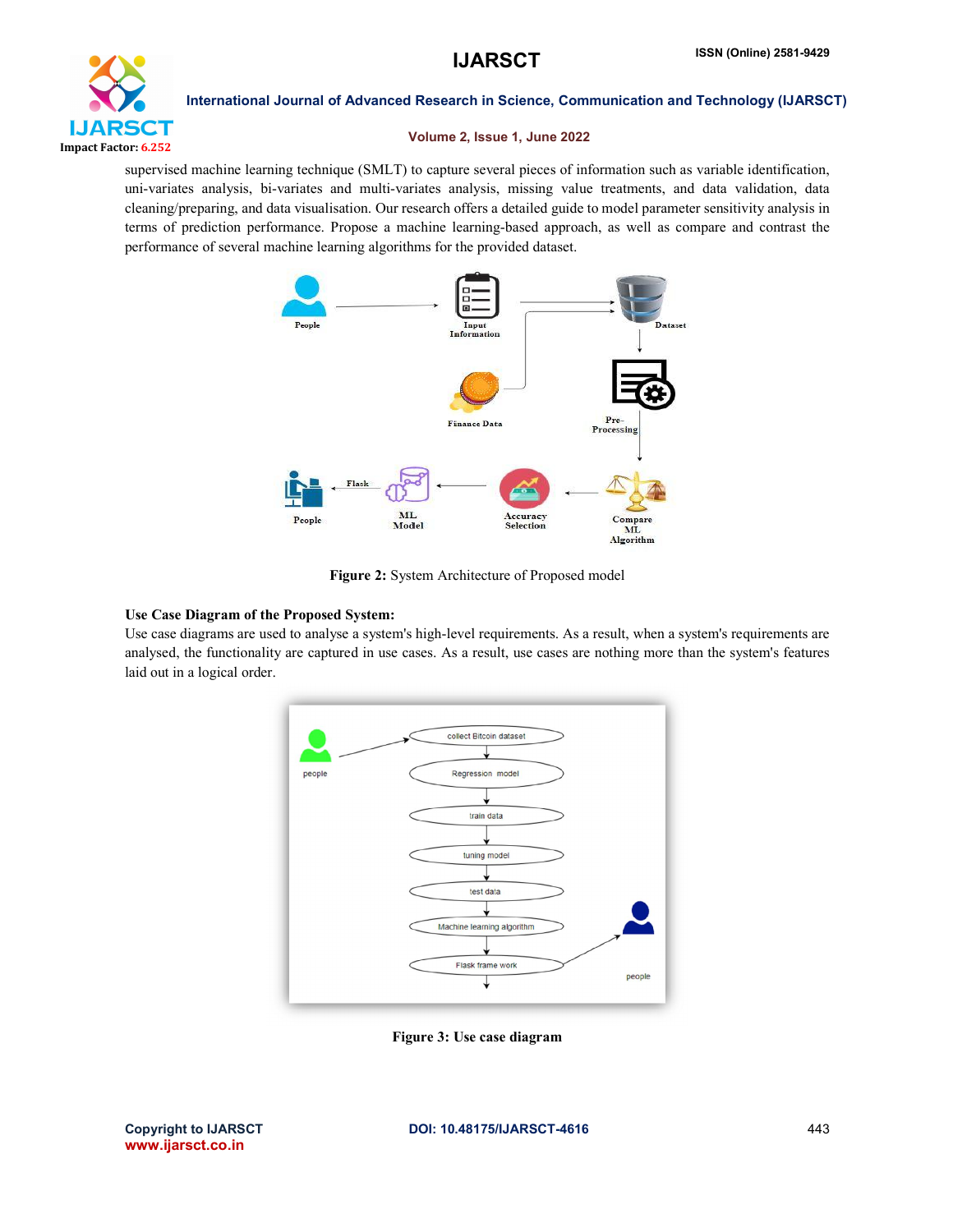supervised machine learning technique (SMLT) to capture several pieces of information such as variable identification, uni-variates analysis, bi-variates and multi-variates analysis, missing value treatments, and data cleaning/preparing, and data visualisation. Our research offers a detailed guide to model parameter sensitivity analysis in terms of prediction performance. Propose a machine learning-based approach, as well as compare and contrast the performance of several machine learning algorithms for the provided dataset.

**Figure 2:** System Architecture of Proposed model

**Use Case Diagram of the Proposed System:**

Use case diagrams are used to analyse a system's high-level requirements. As a result, when a system's requirements are analysed, the functionality are captured in use cases. As a result, use cases are nothing more than the system's features laid out in a logical order.

**Figure 3: Use case diagram**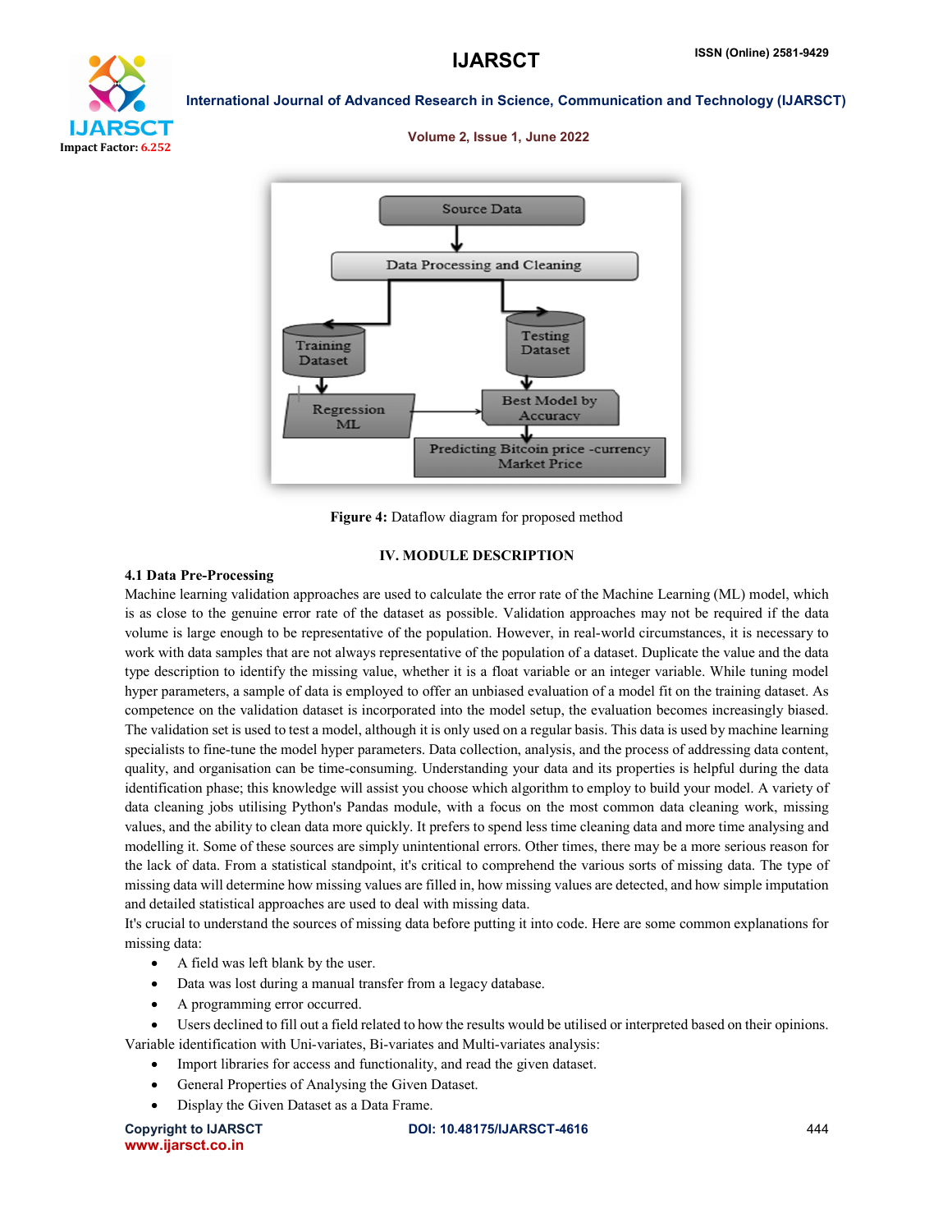Figure 4: Dataflow diagram for proposed method

## IV. MODULE DESCRIPTION

### 4.1 Data Pre-Processing

Machine learning validation approaches are used to calculate the error rate of the Machine Learning (ML) model, which is as close to the genuine error rate of the dataset as possible. Validation approaches may not be required if the data volume is large enough to be representative of the population. However, in real-world circumstances, it is necessary to work with data samples that are not always representative of the population of a dataset. Duplicate the value and the data type description to identify the missing value, whether it is a float variable or an integer variable. While tuning model hyper parameters, a sample of data is employed to offer an unbiased evaluation of a model fit on the training dataset. As competence on the validation dataset is incorporated into the model setup, the evaluation becomes increasingly biased. The validation set is used to test a model, although it is only used on a regular basis. This data is used by machine learning specialists to fine-tune the model hyper parameters. Data collection, analysis, and the process of addressing data content, quality, and organisation can be time-consuming. Understanding your data and its properties is helpful during the data identification phase; this knowledge will assist you choose which algorithm to employ to build your model. A variety of data cleaning jobs utilising Python's Pandas module, with a focus on the most common data cleaning work, missing values, and the ability to clean data more quickly. It prefers to spend less time cleaning data and more time analysing and modelling it. Some of these sources are simply unintentional errors. Other times, there may be a more serious reason for the lack of data. From a statistical standpoint, it's critical to comprehend the various sorts of missing data. The type of missing data will determine how missing values are filled in, how missing values are detected, and how simple imputation and detailed statistical approaches are used to deal with missing data.

It's crucial to understand the sources of missing data before putting it into code. Here are some common explanations for missing data:

- A field was left blank by the user.
- Data was lost during a manual transfer from a legacy database.
- A programming error occurred.
- Users declined to fill out a field related to how the results would be utilised or interpreted based on their opinions.

Variable identification with Uni-variates, Bi-variates and Multi-variates analysis:

- Import libraries for access and functionality, and read the given dataset.
- General Properties of Analysing the Given Dataset.
- Display the Given Dataset as a Data Frame.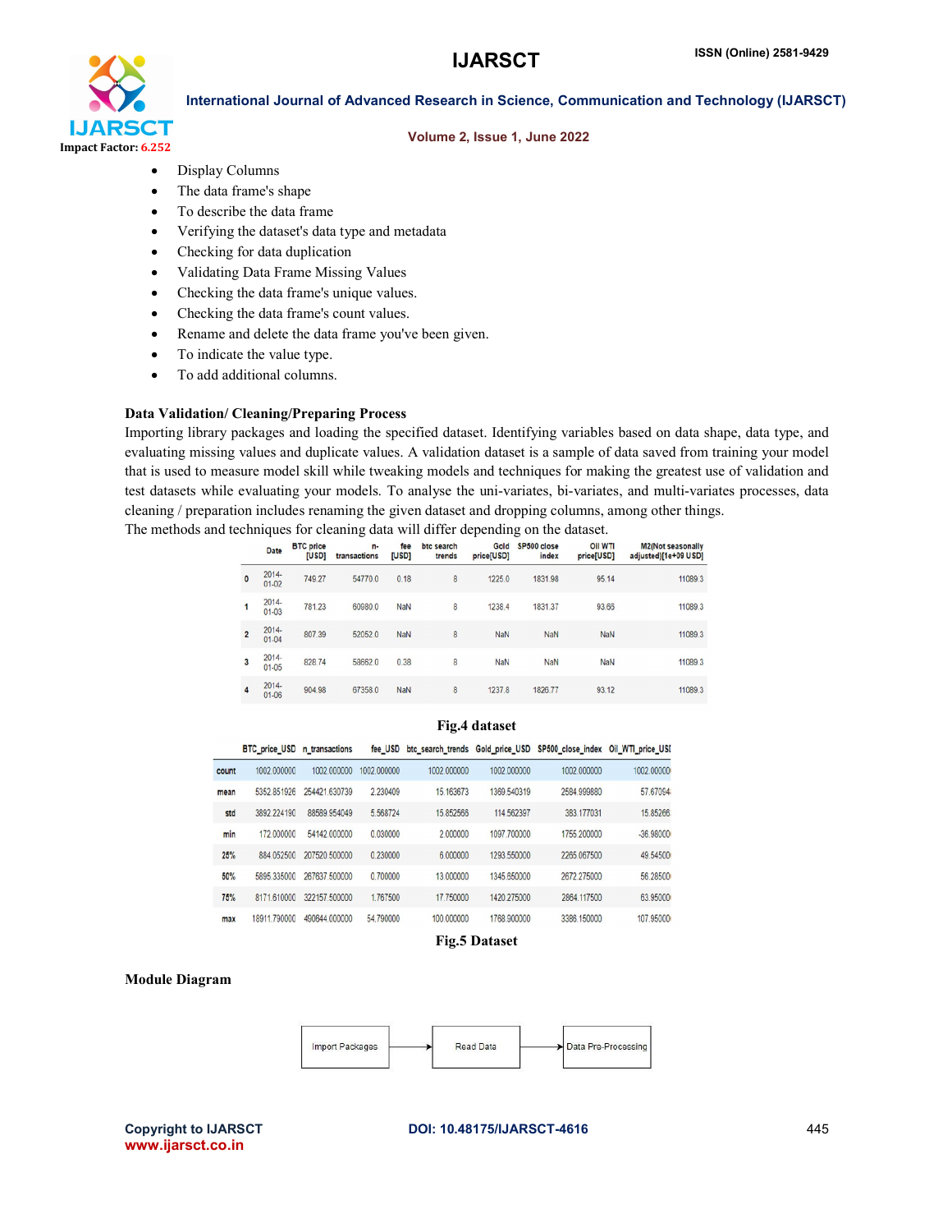- Display Columns
- The data frame's shape
- To describe the data frame
- Verifying the dataset's data type and metadata
- Checking for data duplication
- Validating Data Frame Missing Values
- Checking the data frame's unique values.
- Checking the data frame's count values.
- Rename and delete the data frame you've been given.
- To indicate the value type.
- To add additional columns.

**Data Validation/ Cleaning/Preparing Process**

Importing library packages and loading the specified dataset. Identifying variables based on data shape, data type, and evaluating missing values and duplicate values. A validation dataset is a sample of data saved from training your model that is used to measure model skill while tweaking models and techniques for making the greatest use of validation and test datasets while evaluating your models. To analyse the uni-variates, bi-variates, and multi-variates processes, data cleaning / preparation includes renaming the given dataset and dropping columns, among other things.

The methods and techniques for cleaning data will differ depending on the dataset.

| | Date | BTC price [USD] | n-transactions | fee [USD] | btc search trends | Gold price[USD] | SP500 close index | Oil WTI price[USD] | M2(Not seasonally adjusted)[1e+09 USD] |
|---|---|---|---|---|---|---|---|---|---|
| 0 | 2014-01-02 | 749.27 | 54770.0 | 0.18 | 8 | 1225.0 | 1831.98 | 95.14 | 11089.3 |
| 1 | 2014-01-03 | 781.23 | 60980.0 | NaN | 8 | 1238.4 | 1831.37 | 93.66 | 11089.3 |
| 2 | 2014-01-04 | 807.39 | 52052.0 | NaN | 8 | NaN | NaN | NaN | 11089.3 |
| 3 | 2014-01-05 | 828.74 | 58662.0 | 0.38 | 8 | NaN | NaN | NaN | 11089.3 |
| 4 | 2014-01-06 | 904.98 | 67358.0 | NaN | 8 | 1237.8 | 1826.77 | 93.12 | 11089.3 |

**Fig.4 dataset**

| | BTC_price_USD | n_transactions | fee_USD | btc_search_trends | Gold_price_USD | SP500_close_index | Oil_WTI_price_USD |
|---|---|---|---|---|---|---|---|
| count | 1002.000000 | 1002.000000 | 1002.000000 | 1002.000000 | 1002.000000 | 1002.000000 | 1002.00000 |
| mean | 5352.851926 | 254421.630739 | 2.230409 | 15.163673 | 1369.540319 | 2584.999880 | 57.67094 |
| std | 3892.224190 | 88589.954049 | 5.568724 | 15.852566 | 114.562397 | 383.177031 | 15.85266 |
| min | 172.000000 | 54142.000000 | 0.030000 | 2.000000 | 1097.700000 | 1755.200000 | -36.98000 |
| 25% | 884.052500 | 207520.500000 | 0.230000 | 6.000000 | 1293.550000 | 2265.067500 | 49.54500 |
| 50% | 5895.335000 | 267637.500000 | 0.700000 | 13.000000 | 1345.650000 | 2672.275000 | 56.28500 |
| 75% | 8171.610000 | 322157.500000 | 1.767500 | 17.750000 | 1420.275000 | 2864.117500 | 63.95000 |
| max | 18911.790000 | 490644.000000 | 54.790000 | 100.000000 | 1768.900000 | 3386.150000 | 107.95000 |

**Fig.5 Dataset**

**Module Diagram**

Import Packages → Read Data → Data Pre-Processing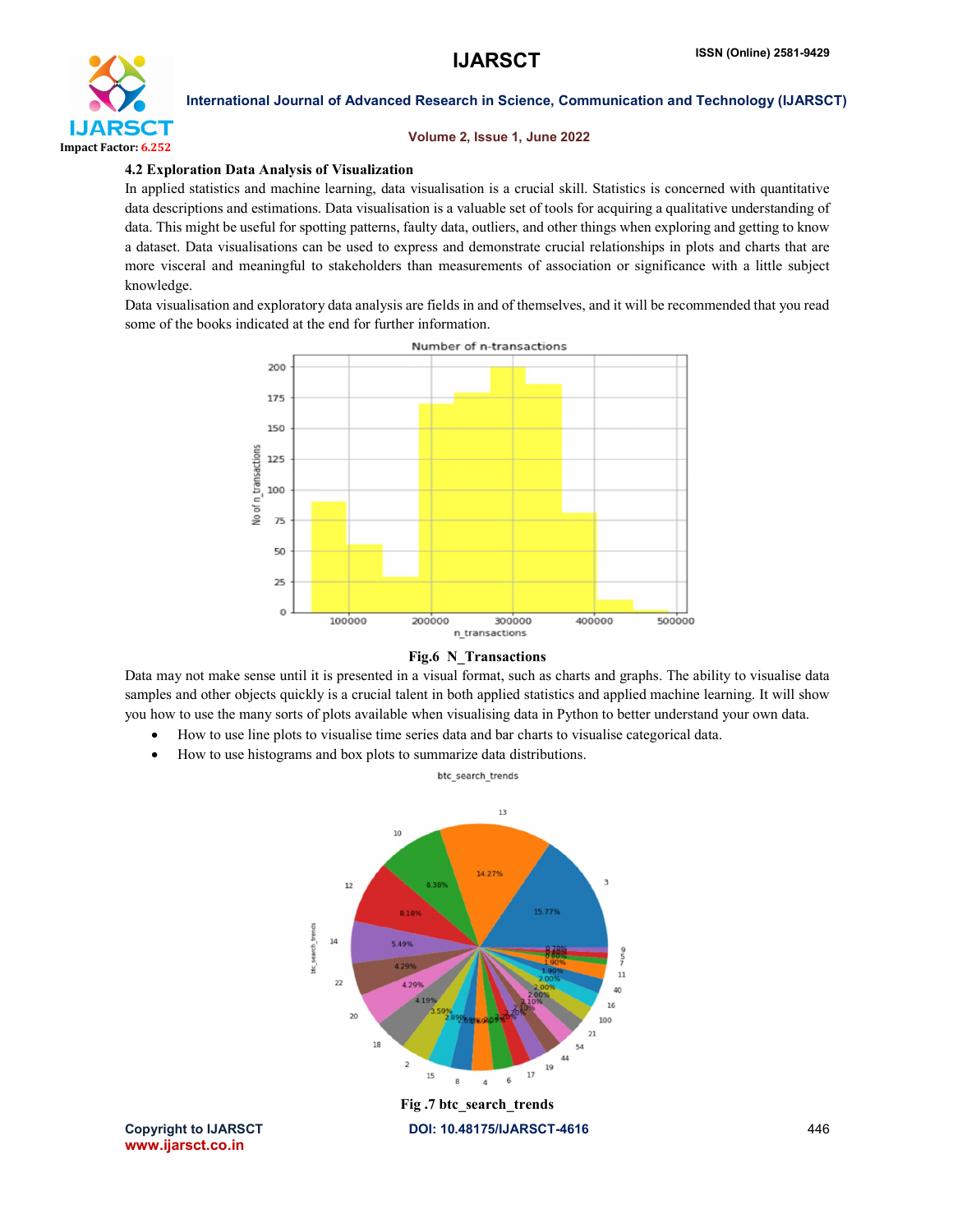### 4.2 Exploration Data Analysis of Visualization

In applied statistics and machine learning, data visualisation is a crucial skill. Statistics is concerned with quantitative data descriptions and estimations. Data visualisation is a valuable set of tools for acquiring a qualitative understanding of data. This might be useful for spotting patterns, faulty data, outliers, and other things when exploring and getting to know a dataset. Data visualisations can be used to express and demonstrate crucial relationships in plots and charts that are more visceral and meaningful to stakeholders than measurements of association or significance with a little subject knowledge.

Data visualisation and exploratory data analysis are fields in and of themselves, and it will be recommended that you read some of the books indicated at the end for further information.

**Fig.6 N_Transactions**

Data may not make sense until it is presented in a visual format, such as charts and graphs. The ability to visualise data samples and other objects quickly is a crucial talent in both applied statistics and applied machine learning. It will show you how to use the many sorts of plots available when visualising data in Python to better understand your own data.

- How to use line plots to visualise time series data and bar charts to visualise categorical data.
- How to use histograms and box plots to summarize data distributions.

**Fig .7 btc_search_trends**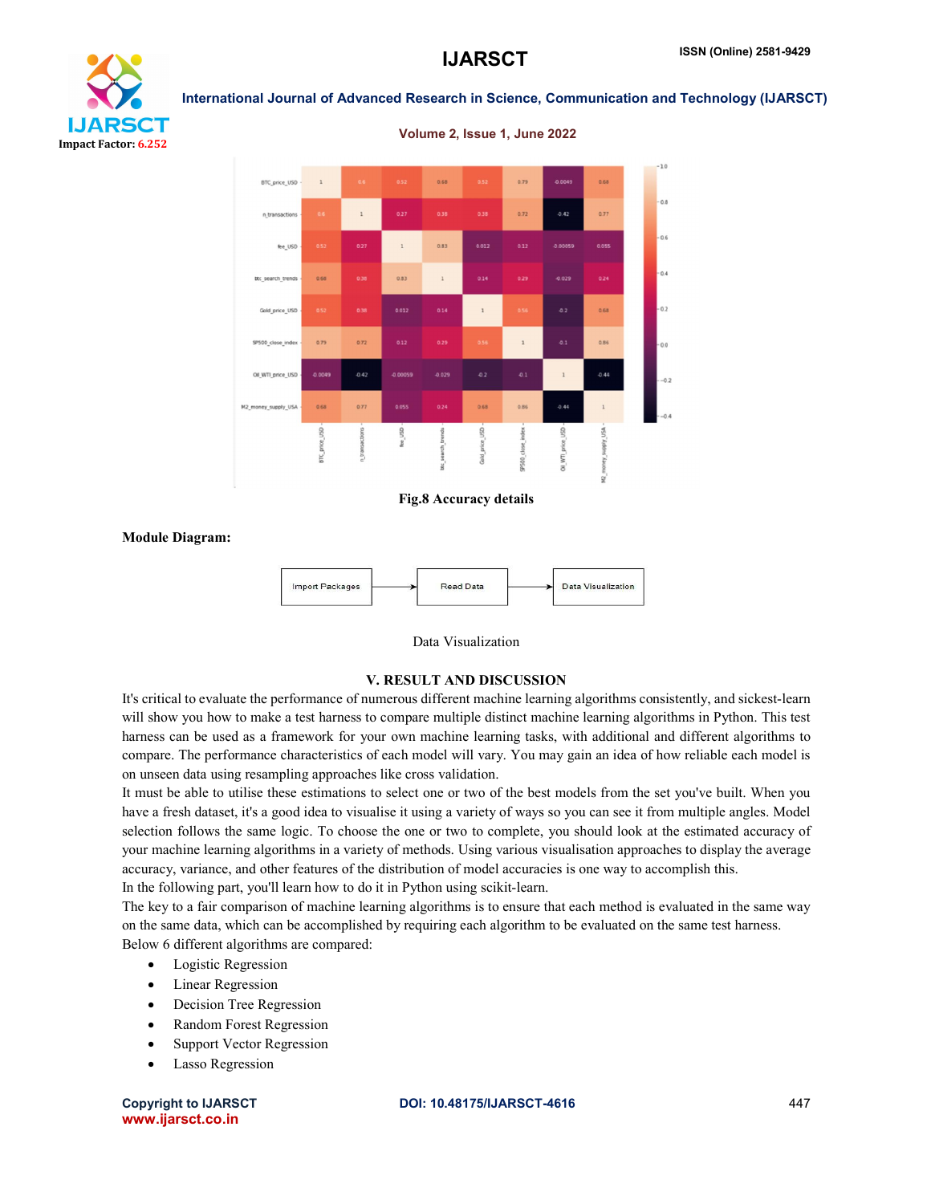Fig.8 Accuracy details

**Module Diagram:**

Import Packages → Read Data → Data Visualization

Data Visualization

## V. RESULT AND DISCUSSION

It's critical to evaluate the performance of numerous different machine learning algorithms consistently, and sickest-learn will show you how to make a test harness to compare multiple distinct machine learning algorithms in Python. This test harness can be used as a framework for your own machine learning tasks, with additional and different algorithms to compare. The performance characteristics of each model will vary. You may gain an idea of how reliable each model is on unseen data using resampling approaches like cross validation.

It must be able to utilise these estimations to select one or two of the best models from the set you've built. When you have a fresh dataset, it's a good idea to visualise it using a variety of ways so you can see it from multiple angles. Model selection follows the same logic. To choose the one or two to complete, you should look at the estimated accuracy of your machine learning algorithms in a variety of methods. Using various visualisation approaches to display the average accuracy, variance, and other features of the distribution of model accuracies is one way to accomplish this.

In the following part, you'll learn how to do it in Python using scikit-learn.

The key to a fair comparison of machine learning algorithms is to ensure that each method is evaluated in the same way on the same data, which can be accomplished by requiring each algorithm to be evaluated on the same test harness.

Below 6 different algorithms are compared:

- Logistic Regression
- Linear Regression
- Decision Tree Regression
- Random Forest Regression
- Support Vector Regression
- Lasso Regression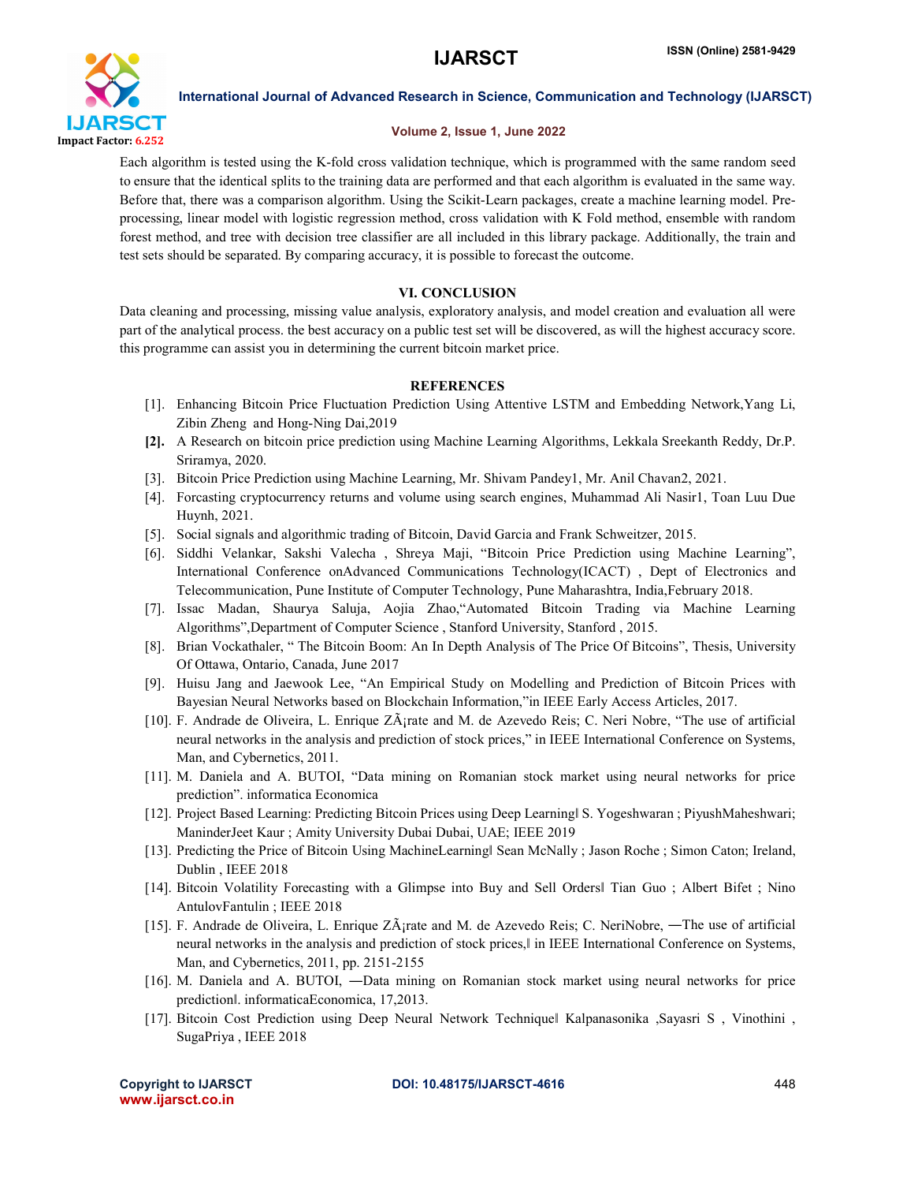Each algorithm is tested using the K-fold cross validation technique, which is programmed with the same random seed to ensure that the identical splits to the training data are performed and that each algorithm is evaluated in the same way. Before that, there was a comparison algorithm. Using the Scikit-Learn packages, create a machine learning model. Pre-processing, linear model with logistic regression method, cross validation with K Fold method, ensemble with random forest method, and tree with decision tree classifier are all included in this library package. Additionally, the train and test sets should be separated. By comparing accuracy, it is possible to forecast the outcome.

## VI. CONCLUSION

Data cleaning and processing, missing value analysis, exploratory analysis, and model creation and evaluation all were part of the analytical process. the best accuracy on a public test set will be discovered, as will the highest accuracy score. this programme can assist you in determining the current bitcoin market price.

## REFERENCES

[1]. Enhancing Bitcoin Price Fluctuation Prediction Using Attentive LSTM and Embedding Network,Yang Li, Zibin Zheng and Hong-Ning Dai,2019

**[2].** A Research on bitcoin price prediction using Machine Learning Algorithms, Lekkala Sreekanth Reddy, Dr.P. Sriramya, 2020.

[3]. Bitcoin Price Prediction using Machine Learning, Mr. Shivam Pandey1, Mr. Anil Chavan2, 2021.

[4]. Forcasting cryptocurrency returns and volume using search engines, Muhammad Ali Nasir1, Toan Luu Due Huynh, 2021.

[5]. Social signals and algorithmic trading of Bitcoin, David Garcia and Frank Schweitzer, 2015.

[6]. Siddhi Velankar, Sakshi Valecha , Shreya Maji, "Bitcoin Price Prediction using Machine Learning", International Conference onAdvanced Communications Technology(ICACT) , Dept of Electronics and Telecommunication, Pune Institute of Computer Technology, Pune Maharashtra, India,February 2018.

[7]. Issac Madan, Shaurya Saluja, Aojia Zhao,"Automated Bitcoin Trading via Machine Learning Algorithms",Department of Computer Science , Stanford University, Stanford , 2015.

[8]. Brian Vockathaler, " The Bitcoin Boom: An In Depth Analysis of The Price Of Bitcoins", Thesis, University Of Ottawa, Ontario, Canada, June 2017

[9]. Huisu Jang and Jaewook Lee, "An Empirical Study on Modelling and Prediction of Bitcoin Prices with Bayesian Neural Networks based on Blockchain Information,"in IEEE Early Access Articles, 2017.

[10]. F. Andrade de Oliveira, L. Enrique ZÃ¡rate and M. de Azevedo Reis; C. Neri Nobre, "The use of artificial neural networks in the analysis and prediction of stock prices," in IEEE International Conference on Systems, Man, and Cybernetics, 2011.

[11]. M. Daniela and A. BUTOI, "Data mining on Romanian stock market using neural networks for price prediction". informatica Economica

[12]. Project Based Learning: Predicting Bitcoin Prices using Deep Learning‖ S. Yogeshwaran ; PiyushMaheshwari; ManinderJeet Kaur ; Amity University Dubai Dubai, UAE; IEEE 2019

[13]. Predicting the Price of Bitcoin Using MachineLearning‖ Sean McNally ; Jason Roche ; Simon Caton; Ireland, Dublin , IEEE 2018

[14]. Bitcoin Volatility Forecasting with a Glimpse into Buy and Sell Orders‖ Tian Guo ; Albert Bifet ; Nino AntulovFantulin ; IEEE 2018

[15]. F. Andrade de Oliveira, L. Enrique ZÃ¡rate and M. de Azevedo Reis; C. NeriNobre, ―The use of artificial neural networks in the analysis and prediction of stock prices,‖ in IEEE International Conference on Systems, Man, and Cybernetics, 2011, pp. 2151-2155

[16]. M. Daniela and A. BUTOI, ―Data mining on Romanian stock market using neural networks for price prediction‖. informaticaEconomica, 17,2013.

[17]. Bitcoin Cost Prediction using Deep Neural Network Technique‖ Kalpanasonika ,Sayasri S , Vinothini , SugaPriya , IEEE 2018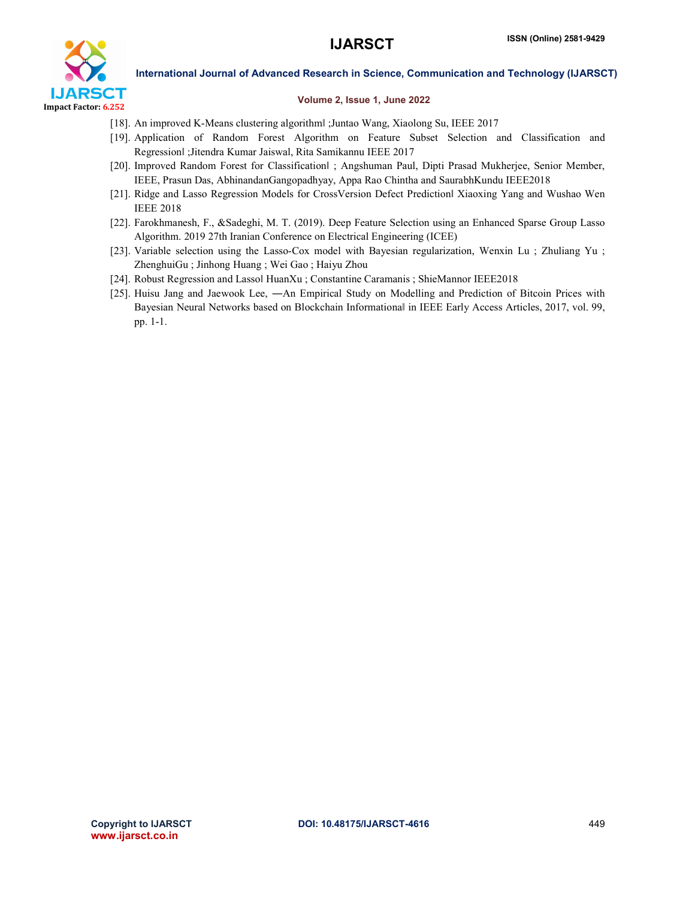[18]. An improved K-Means clustering algorithm‖ ;Juntao Wang, Xiaolong Su, IEEE 2017

[19]. Application of Random Forest Algorithm on Feature Subset Selection and Classification and Regression‖ ;Jitendra Kumar Jaiswal, Rita Samikannu IEEE 2017

[20]. Improved Random Forest for Classification‖ ; Angshuman Paul, Dipti Prasad Mukherjee, Senior Member, IEEE, Prasun Das, AbhinandanGangopadhyay, Appa Rao Chintha and SaurabhKundu IEEE2018

[21]. Ridge and Lasso Regression Models for CrossVersion Defect Prediction‖ Xiaoxing Yang and Wushao Wen IEEE 2018

[22]. Farokhmanesh, F., &Sadeghi, M. T. (2019). Deep Feature Selection using an Enhanced Sparse Group Lasso Algorithm. 2019 27th Iranian Conference on Electrical Engineering (ICEE)

[23]. Variable selection using the Lasso-Cox model with Bayesian regularization, Wenxin Lu ; Zhuliang Yu ; ZhenghuiGu ; Jinhong Huang ; Wei Gao ; Haiyu Zhou

[24]. Robust Regression and Lasso‖ HuanXu ; Constantine Caramanis ; ShieMannor IEEE2018

[25]. Huisu Jang and Jaewook Lee, ―An Empirical Study on Modelling and Prediction of Bitcoin Prices with Bayesian Neural Networks based on Blockchain Information‖ in IEEE Early Access Articles, 2017, vol. 99, pp. 1-1.